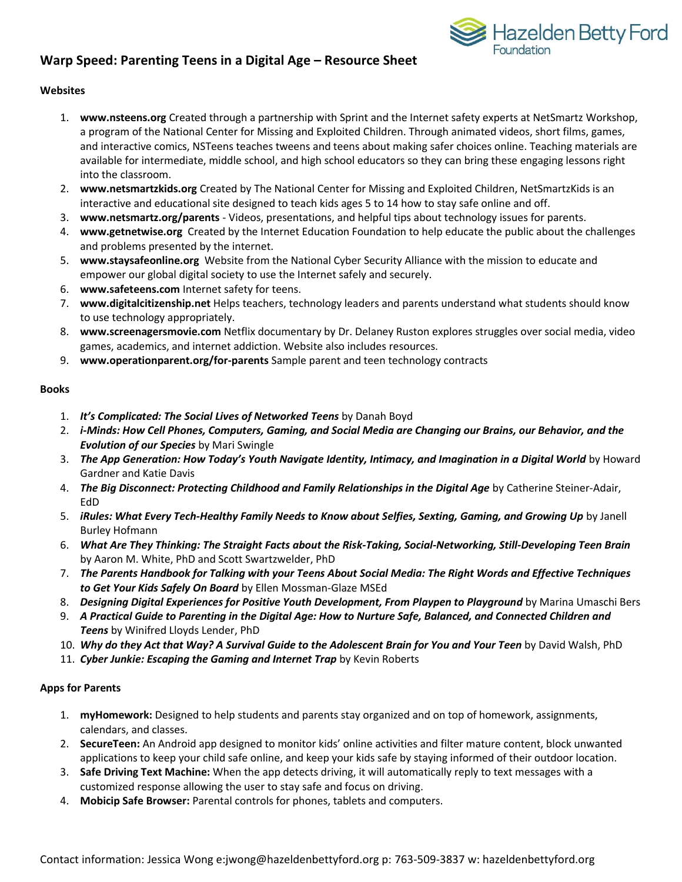# Warp Speed: Parenting Teens in a Digital Age – Resource Sheet

Hazelden Betty Ford Foundation

## Websites

1. **www.nsteens.org** Created through a partnership with Sprint and the Internet safety experts at NetSmartz Workshop, a program of the National Center for Missing and Exploited Children. Through animated videos, short films, games, and interactive comics, NSTeens teaches tweens and teens about making safer choices online. Teaching materials are available for intermediate, middle school, and high school educators so they can bring these engaging lessons right into the classroom.
2. **www.netsmartzkids.org** Created by The National Center for Missing and Exploited Children, NetSmartzKids is an interactive and educational site designed to teach kids ages 5 to 14 how to stay safe online and off.
3. **www.netsmartz.org/parents** - Videos, presentations, and helpful tips about technology issues for parents.
4. **www.getnetwise.org** Created by the Internet Education Foundation to help educate the public about the challenges and problems presented by the internet.
5. **www.staysafeonline.org** Website from the National Cyber Security Alliance with the mission to educate and empower our global digital society to use the Internet safely and securely.
6. **www.safeteens.com** Internet safety for teens.
7. **www.digitalcitizenship.net** Helps teachers, technology leaders and parents understand what students should know to use technology appropriately.
8. **www.screenagersmovie.com** Netflix documentary by Dr. Delaney Ruston explores struggles over social media, video games, academics, and internet addiction. Website also includes resources.
9. **www.operationparent.org/for-parents** Sample parent and teen technology contracts

## Books

1. ***It's Complicated: The Social Lives of Networked Teens*** by Danah Boyd
2. ***i-Minds: How Cell Phones, Computers, Gaming, and Social Media are Changing our Brains, our Behavior, and the Evolution of our Species*** by Mari Swingle
3. ***The App Generation: How Today's Youth Navigate Identity, Intimacy, and Imagination in a Digital World*** by Howard Gardner and Katie Davis
4. ***The Big Disconnect: Protecting Childhood and Family Relationships in the Digital Age*** by Catherine Steiner-Adair, EdD
5. ***iRules: What Every Tech-Healthy Family Needs to Know about Selfies, Sexting, Gaming, and Growing Up*** by Janell Burley Hofmann
6. ***What Are They Thinking: The Straight Facts about the Risk-Taking, Social-Networking, Still-Developing Teen Brain*** by Aaron M. White, PhD and Scott Swartzwelder, PhD
7. ***The Parents Handbook for Talking with your Teens About Social Media: The Right Words and Effective Techniques to Get Your Kids Safely On Board*** by Ellen Mossman-Glaze MSEd
8. ***Designing Digital Experiences for Positive Youth Development, From Playpen to Playground*** by Marina Umaschi Bers
9. ***A Practical Guide to Parenting in the Digital Age: How to Nurture Safe, Balanced, and Connected Children and Teens*** by Winifred Lloyds Lender, PhD
10. ***Why do they Act that Way? A Survival Guide to the Adolescent Brain for You and Your Teen*** by David Walsh, PhD
11. ***Cyber Junkie: Escaping the Gaming and Internet Trap*** by Kevin Roberts

## Apps for Parents

1. **myHomework:** Designed to help students and parents stay organized and on top of homework, assignments, calendars, and classes.
2. **SecureTeen:** An Android app designed to monitor kids' online activities and filter mature content, block unwanted applications to keep your child safe online, and keep your kids safe by staying informed of their outdoor location.
3. **Safe Driving Text Machine:** When the app detects driving, it will automatically reply to text messages with a customized response allowing the user to stay safe and focus on driving.
4. **Mobicip Safe Browser:** Parental controls for phones, tablets and computers.

Contact information: Jessica Wong e:jwong@hazeldenbettyford.org p: 763-509-3837 w: hazeldenbettyford.org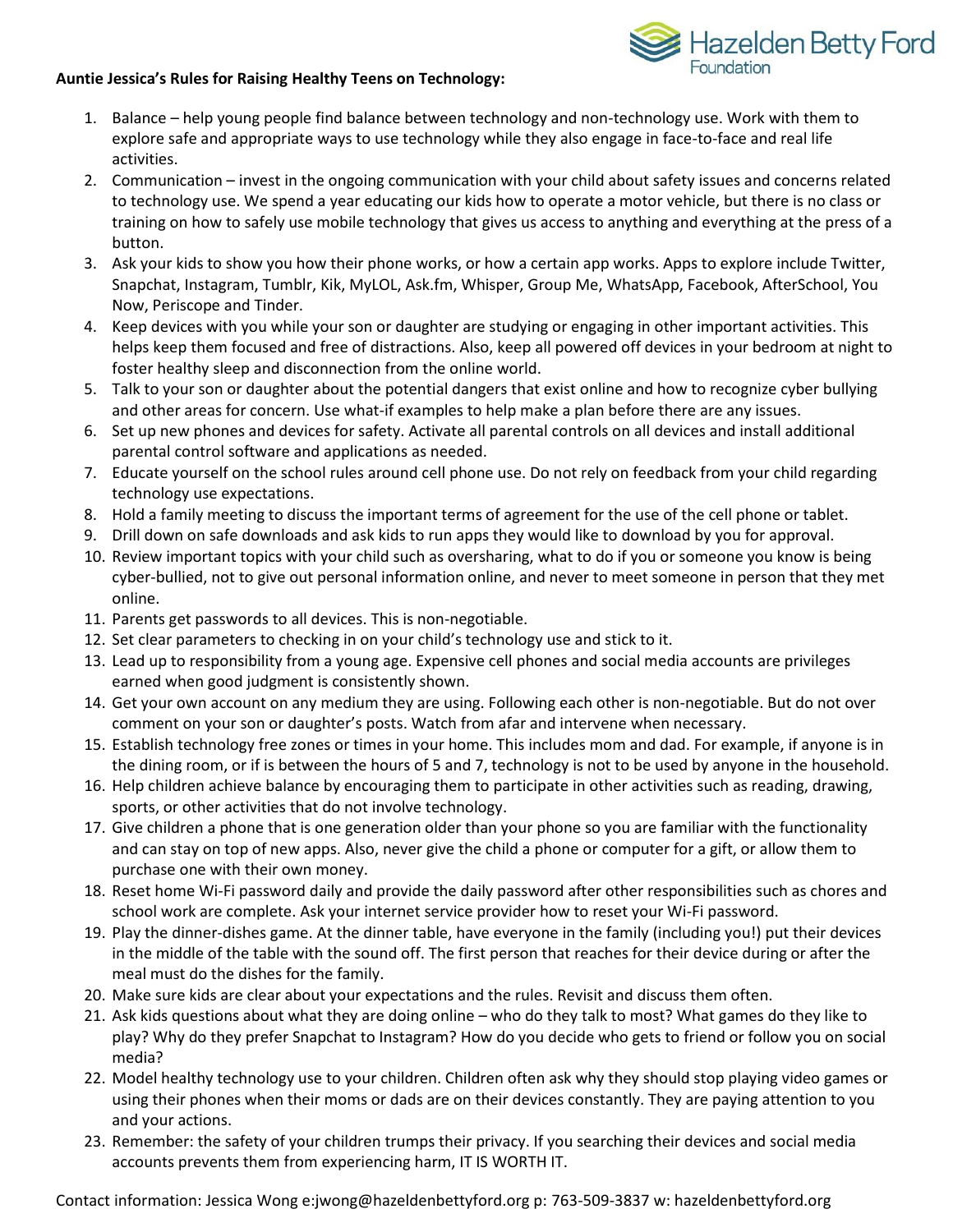**Auntie Jessica's Rules for Raising Healthy Teens on Technology:**

1. Balance – help young people find balance between technology and non-technology use. Work with them to explore safe and appropriate ways to use technology while they also engage in face-to-face and real life activities.
2. Communication – invest in the ongoing communication with your child about safety issues and concerns related to technology use. We spend a year educating our kids how to operate a motor vehicle, but there is no class or training on how to safely use mobile technology that gives us access to anything and everything at the press of a button.
3. Ask your kids to show you how their phone works, or how a certain app works. Apps to explore include Twitter, Snapchat, Instagram, Tumblr, Kik, MyLOL, Ask.fm, Whisper, Group Me, WhatsApp, Facebook, AfterSchool, You Now, Periscope and Tinder.
4. Keep devices with you while your son or daughter are studying or engaging in other important activities. This helps keep them focused and free of distractions. Also, keep all powered off devices in your bedroom at night to foster healthy sleep and disconnection from the online world.
5. Talk to your son or daughter about the potential dangers that exist online and how to recognize cyber bullying and other areas for concern. Use what-if examples to help make a plan before there are any issues.
6. Set up new phones and devices for safety. Activate all parental controls on all devices and install additional parental control software and applications as needed.
7. Educate yourself on the school rules around cell phone use. Do not rely on feedback from your child regarding technology use expectations.
8. Hold a family meeting to discuss the important terms of agreement for the use of the cell phone or tablet.
9. Drill down on safe downloads and ask kids to run apps they would like to download by you for approval.
10. Review important topics with your child such as oversharing, what to do if you or someone you know is being cyber-bullied, not to give out personal information online, and never to meet someone in person that they met online.
11. Parents get passwords to all devices. This is non-negotiable.
12. Set clear parameters to checking in on your child's technology use and stick to it.
13. Lead up to responsibility from a young age. Expensive cell phones and social media accounts are privileges earned when good judgment is consistently shown.
14. Get your own account on any medium they are using. Following each other is non-negotiable. But do not over comment on your son or daughter's posts. Watch from afar and intervene when necessary.
15. Establish technology free zones or times in your home. This includes mom and dad. For example, if anyone is in the dining room, or if is between the hours of 5 and 7, technology is not to be used by anyone in the household.
16. Help children achieve balance by encouraging them to participate in other activities such as reading, drawing, sports, or other activities that do not involve technology.
17. Give children a phone that is one generation older than your phone so you are familiar with the functionality and can stay on top of new apps. Also, never give the child a phone or computer for a gift, or allow them to purchase one with their own money.
18. Reset home Wi-Fi password daily and provide the daily password after other responsibilities such as chores and school work are complete. Ask your internet service provider how to reset your Wi-Fi password.
19. Play the dinner-dishes game. At the dinner table, have everyone in the family (including you!) put their devices in the middle of the table with the sound off. The first person that reaches for their device during or after the meal must do the dishes for the family.
20. Make sure kids are clear about your expectations and the rules. Revisit and discuss them often.
21. Ask kids questions about what they are doing online – who do they talk to most? What games do they like to play? Why do they prefer Snapchat to Instagram? How do you decide who gets to friend or follow you on social media?
22. Model healthy technology use to your children. Children often ask why they should stop playing video games or using their phones when their moms or dads are on their devices constantly. They are paying attention to you and your actions.
23. Remember: the safety of your children trumps their privacy. If you searching their devices and social media accounts prevents them from experiencing harm, IT IS WORTH IT.

Contact information: Jessica Wong e:jwong@hazeldenbettyford.org p: 763-509-3837 w: hazeldenbettyford.org